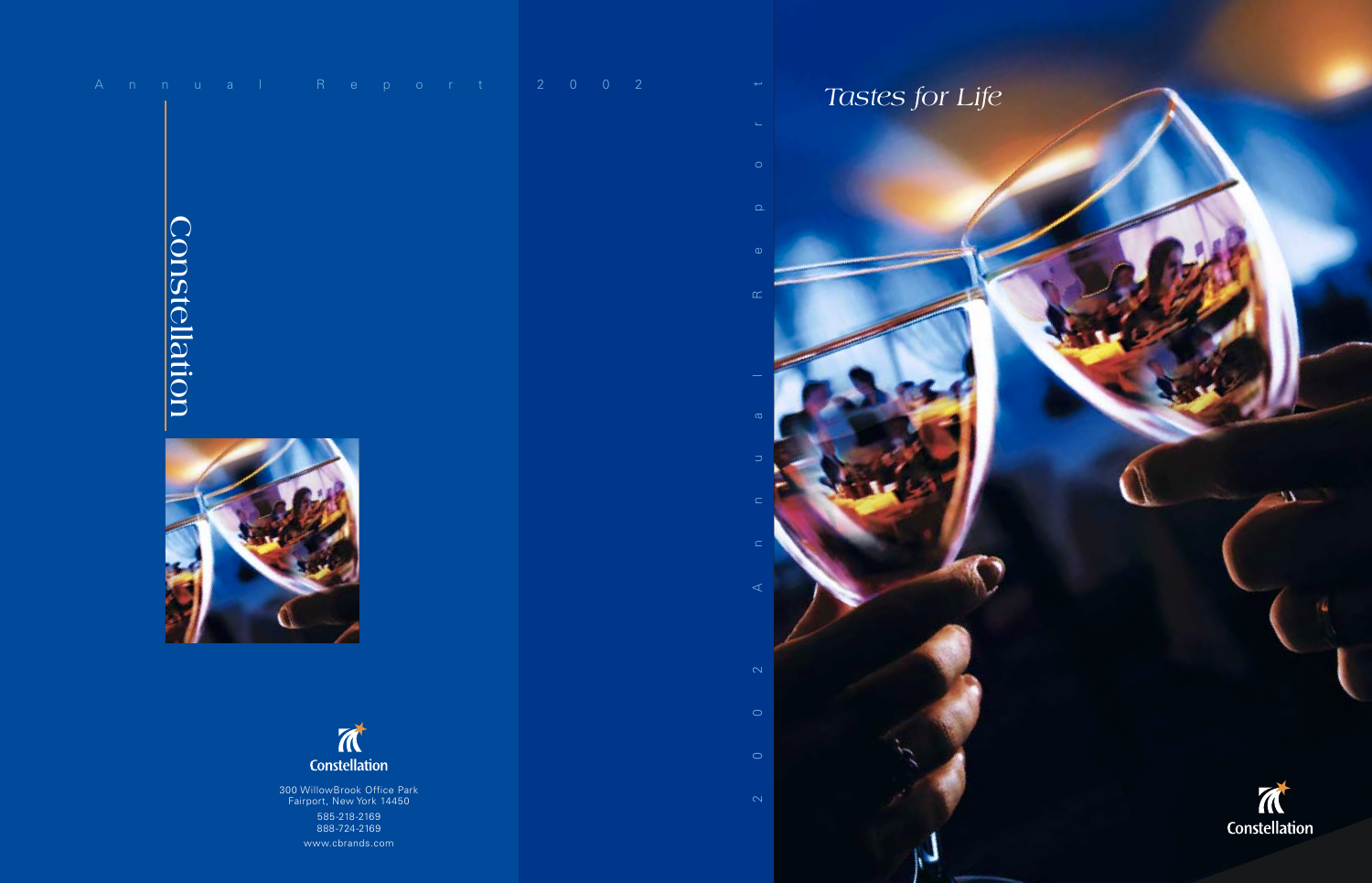Annual Report 2002

# Constellation

Constellation

300 WillowBrook Office Park
Fairport, New York 14450

585-218-2169
888-724-2169

www.cbrands.com

Annual Report 2002

*Tastes for Life*

Constellation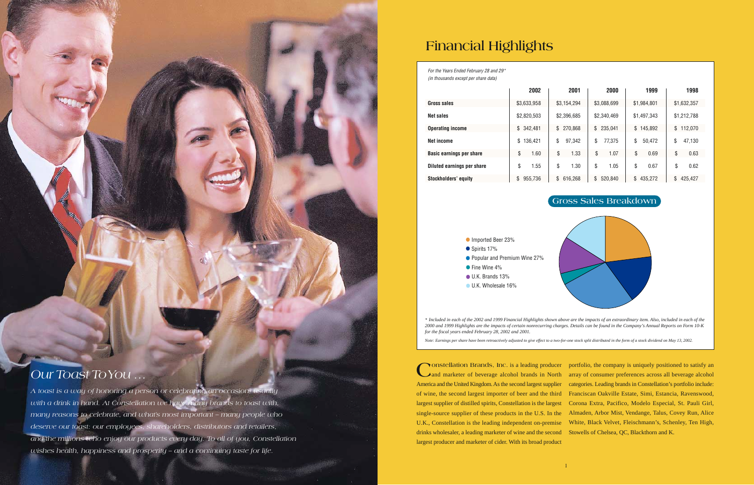## Our Toast To You …

*A toast is a way of honoring a person or celebrating an occasion, usually with a drink in hand. At Constellation we have many brands to toast with, many reasons to celebrate, and what's most important – many people who deserve our toast: our employees, shareholders, distributors and retailers, and the millions who enjoy our products every day. To all of you, Constellation wishes health, happiness and prosperity – and a continuing taste for life.*

# Financial Highlights

*For the Years Ended February 28 and 29\**
*(in thousands except per share data)*

| | 2002 | 2001 | 2000 | 1999 | 1998 |
|---|---|---|---|---|---|
| **Gross sales** | $3,633,958 | $3,154,294 | $3,088,699 | $1,984,801 | $1,632,357 |
| **Net sales** | $2,820,503 | $2,396,685 | $2,340,469 | $1,497,343 | $1,212,788 |
| **Operating income** | $ 342,481 | $ 270,868 | $ 235,041 | $ 145,892 | $ 112,070 |
| **Net income** | $ 136,421 | $ 97,342 | $ 77,375 | $ 50,472 | $ 47,130 |
| **Basic earnings per share** | $ 1.60 | $ 1.33 | $ 1.07 | $ 0.69 | $ 0.63 |
| **Diluted earnings per share** | $ 1.55 | $ 1.30 | $ 1.05 | $ 0.67 | $ 0.62 |
| **Stockholders' equity** | $ 955,736 | $ 616,268 | $ 520,840 | $ 435,272 | $ 425,427 |

## Gross Sales Breakdown

- Imported Beer 23%
- Spirits 17%
- Popular and Premium Wine 27%
- Fine Wine 4%
- U.K. Brands 13%
- U.K. Wholesale 16%

*\* Included in each of the 2002 and 1999 Financial Highlights shown above are the impacts of an extraordinary item. Also, included in each of the 2000 and 1999 Highlights are the impacts of certain nonrecurring charges. Details can be found in the Company's Annual Reports on Form 10-K for the fiscal years ended February 28, 2002 and 2001.*

*Note: Earnings per share have been retroactively adjusted to give effect to a two-for-one stock split distributed in the form of a stock dividend on May 13, 2002.*

Constellation Brands, Inc. is a leading producer and marketer of beverage alcohol brands in North America and the United Kingdom. As the second largest supplier of wine, the second largest importer of beer and the third largest supplier of distilled spirits, Constellation is the largest single-source supplier of these products in the U.S. In the U.K., Constellation is the leading independent on-premise drinks wholesaler, a leading marketer of wine and the second largest producer and marketer of cider. With its broad product portfolio, the company is uniquely positioned to satisfy an array of consumer preferences across all beverage alcohol categories. Leading brands in Constellation's portfolio include: Franciscan Oakville Estate, Simi, Estancia, Ravenswood, Corona Extra, Pacifico, Modelo Especial, St. Pauli Girl, Almaden, Arbor Mist, Vendange, Talus, Covey Run, Alice White, Black Velvet, Fleischmann's, Schenley, Ten High, Stowells of Chelsea, QC, Blackthorn and K.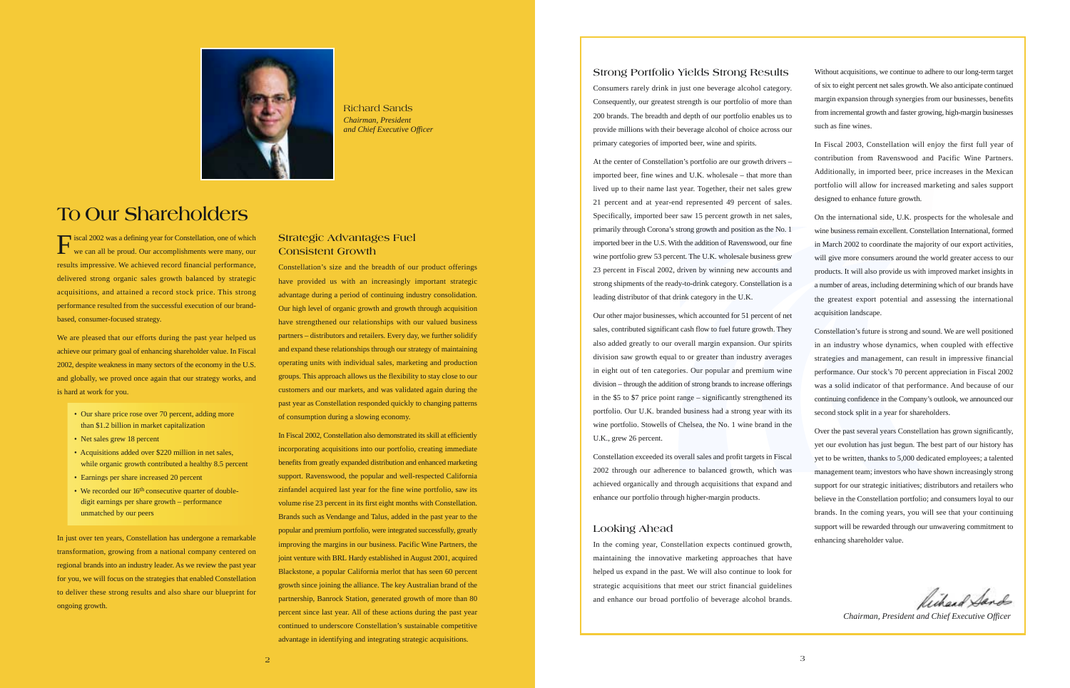Richard Sands
*Chairman, President and Chief Executive Officer*

# To Our Shareholders

Fiscal 2002 was a defining year for Constellation, one of which we can all be proud. Our accomplishments were many, our results impressive. We achieved record financial performance, delivered strong organic sales growth balanced by strategic acquisitions, and attained a record stock price. This strong performance resulted from the successful execution of our brand-based, consumer-focused strategy.

We are pleased that our efforts during the past year helped us achieve our primary goal of enhancing shareholder value. In Fiscal 2002, despite weakness in many sectors of the economy in the U.S. and globally, we proved once again that our strategy works, and is hard at work for you.

- Our share price rose over 70 percent, adding more than $1.2 billion in market capitalization
- Net sales grew 18 percent
- Acquisitions added over $220 million in net sales, while organic growth contributed a healthy 8.5 percent
- Earnings per share increased 20 percent
- We recorded our 16th consecutive quarter of double-digit earnings per share growth – performance unmatched by our peers

In just over ten years, Constellation has undergone a remarkable transformation, growing from a national company centered on regional brands into an industry leader. As we review the past year for you, we will focus on the strategies that enabled Constellation to deliver these strong results and also share our blueprint for ongoing growth.

## Strategic Advantages Fuel Consistent Growth

Constellation's size and the breadth of our product offerings have provided us with an increasingly important strategic advantage during a period of continuing industry consolidation. Our high level of organic growth and growth through acquisition have strengthened our relationships with our valued business partners – distributors and retailers. Every day, we further solidify and expand these relationships through our strategy of maintaining operating units with individual sales, marketing and production groups. This approach allows us the flexibility to stay close to our customers and our markets, and was validated again during the past year as Constellation responded quickly to changing patterns of consumption during a slowing economy.

In Fiscal 2002, Constellation also demonstrated its skill at efficiently incorporating acquisitions into our portfolio, creating immediate benefits from greatly expanded distribution and enhanced marketing support. Ravenswood, the popular and well-respected California zinfandel acquired last year for the fine wine portfolio, saw its volume rise 23 percent in its first eight months with Constellation. Brands such as Vendange and Talus, added in the past year to the popular and premium portfolio, were integrated successfully, greatly improving the margins in our business. Pacific Wine Partners, the joint venture with BRL Hardy established in August 2001, acquired Blackstone, a popular California merlot that has seen 60 percent growth since joining the alliance. The key Australian brand of the partnership, Banrock Station, generated growth of more than 80 percent since last year. All of these actions during the past year continued to underscore Constellation's sustainable competitive advantage in identifying and integrating strategic acquisitions.

## Strong Portfolio Yields Strong Results

Consumers rarely drink in just one beverage alcohol category. Consequently, our greatest strength is our portfolio of more than 200 brands. The breadth and depth of our portfolio enables us to provide millions with their beverage alcohol of choice across our primary categories of imported beer, wine and spirits.

At the center of Constellation's portfolio are our growth drivers – imported beer, fine wines and U.K. wholesale – that more than lived up to their name last year. Together, their net sales grew 21 percent and at year-end represented 49 percent of sales. Specifically, imported beer saw 15 percent growth in net sales, primarily through Corona's strong growth and position as the No. 1 imported beer in the U.S. With the addition of Ravenswood, our fine wine portfolio grew 53 percent. The U.K. wholesale business grew 23 percent in Fiscal 2002, driven by winning new accounts and strong shipments of the ready-to-drink category. Constellation is a leading distributor of that drink category in the U.K.

Our other major businesses, which accounted for 51 percent of net sales, contributed significant cash flow to fuel future growth. They also added greatly to our overall margin expansion. Our spirits division saw growth equal to or greater than industry averages in eight out of ten categories. Our popular and premium wine division – through the addition of strong brands to increase offerings in the $5 to $7 price point range – significantly strengthened its portfolio. Our U.K. branded business had a strong year with its wine portfolio. Stowells of Chelsea, the No. 1 wine brand in the U.K., grew 26 percent.

Constellation exceeded its overall sales and profit targets in Fiscal 2002 through our adherence to balanced growth, which was achieved organically and through acquisitions that expand and enhance our portfolio through higher-margin products.

## Looking Ahead

In the coming year, Constellation expects continued growth, maintaining the innovative marketing approaches that have helped us expand in the past. We will also continue to look for strategic acquisitions that meet our strict financial guidelines and enhance our broad portfolio of beverage alcohol brands.

Without acquisitions, we continue to adhere to our long-term target of six to eight percent net sales growth. We also anticipate continued margin expansion through synergies from our businesses, benefits from incremental growth and faster growing, high-margin businesses such as fine wines.

In Fiscal 2003, Constellation will enjoy the first full year of contribution from Ravenswood and Pacific Wine Partners. Additionally, in imported beer, price increases in the Mexican portfolio will allow for increased marketing and sales support designed to enhance future growth.

On the international side, U.K. prospects for the wholesale and wine business remain excellent. Constellation International, formed in March 2002 to coordinate the majority of our export activities, will give more consumers around the world greater access to our products. It will also provide us with improved market insights in a number of areas, including determining which of our brands have the greatest export potential and assessing the international acquisition landscape.

Constellation's future is strong and sound. We are well positioned in an industry whose dynamics, when coupled with effective strategies and management, can result in impressive financial performance. Our stock's 70 percent appreciation in Fiscal 2002 was a solid indicator of that performance. And because of our continuing confidence in the Company's outlook, we announced our second stock split in a year for shareholders.

Over the past several years Constellation has grown significantly, yet our evolution has just begun. The best part of our history has yet to be written, thanks to 5,000 dedicated employees; a talented management team; investors who have shown increasingly strong support for our strategic initiatives; distributors and retailers who believe in the Constellation portfolio; and consumers loyal to our brands. In the coming years, you will see that your continuing support will be rewarded through our unwavering commitment to enhancing shareholder value.

Richard Sands

*Chairman, President and Chief Executive Officer*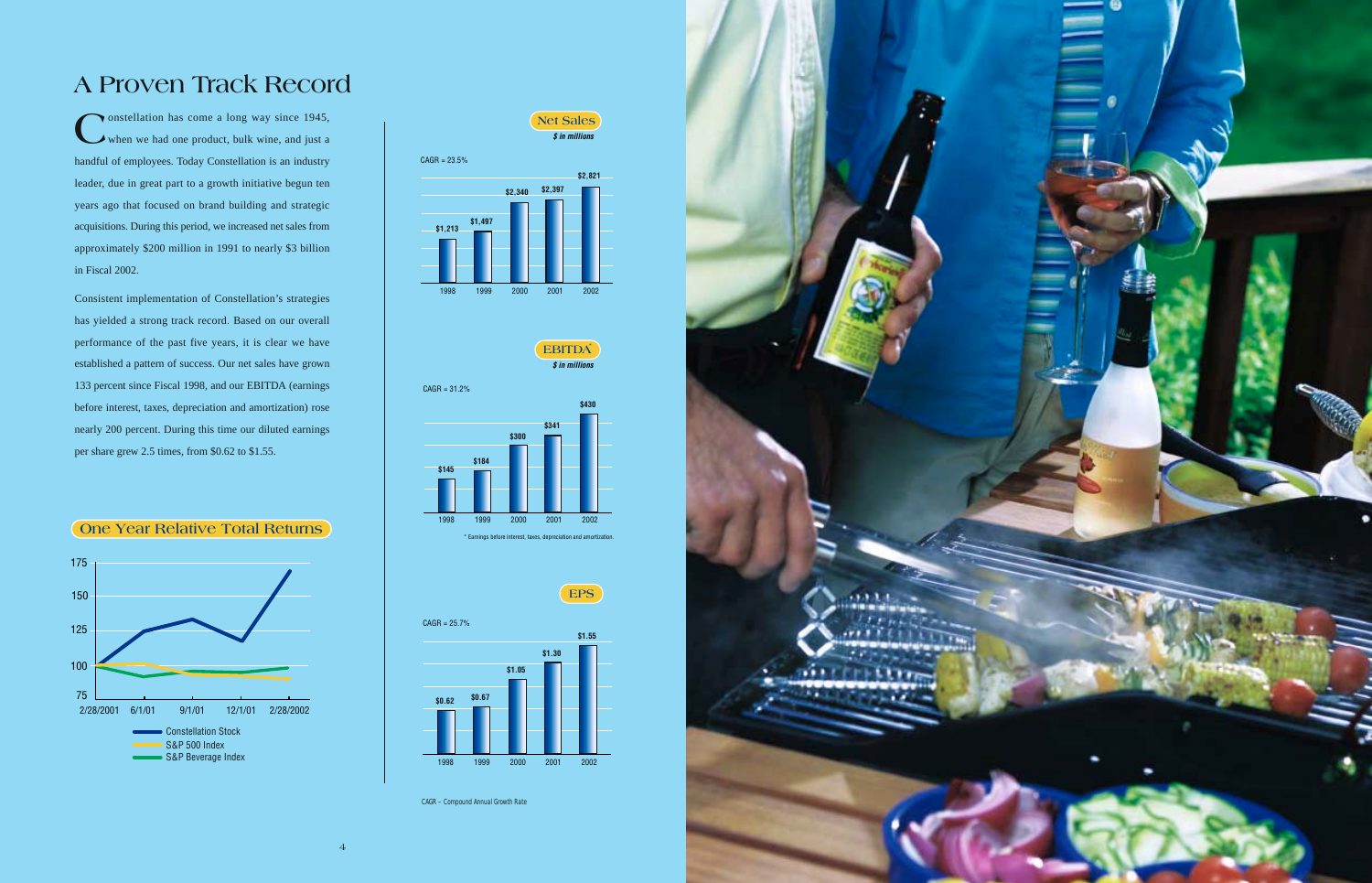# A Proven Track Record

Constellation has come a long way since 1945, when we had one product, bulk wine, and just a handful of employees. Today Constellation is an industry leader, due in great part to a growth initiative begun ten years ago that focused on brand building and strategic acquisitions. During this period, we increased net sales from approximately $200 million in 1991 to nearly $3 billion in Fiscal 2002.

Consistent implementation of Constellation's strategies has yielded a strong track record. Based on our overall performance of the past five years, it is clear we have established a pattern of success. Our net sales have grown 133 percent since Fiscal 1998, and our EBITDA (earnings before interest, taxes, depreciation and amortization) rose nearly 200 percent. During this time our diluted earnings per share grew 2.5 times, from $0.62 to $1.55.

## One Year Relative Total Returns

Series: Constellation Stock, S&P 500 Index, S&P Beverage Index

Dates: 2/28/2001, 6/1/01, 9/1/01, 12/1/01, 2/28/2002

## Net Sales

*$ in millions*

CAGR = 23.5%

| 1998 | 1999 | 2000 | 2001 | 2002 |
|---|---|---|---|---|
| $1,213 | $1,497 | $2,340 | $2,397 | $2,821 |

## EBITDA*

*$ in millions*

CAGR = 31.2%

| 1998 | 1999 | 2000 | 2001 | 2002 |
|---|---|---|---|---|
| $145 | $184 | $300 | $341 | $430 |

\* Earnings before interest, taxes, depreciation and amortization.

## EPS

CAGR = 25.7%

| 1998 | 1999 | 2000 | 2001 | 2002 |
|---|---|---|---|---|
| $0.62 | $0.67 | $1.05 | $1.30 | $1.55 |

CAGR – Compound Annual Growth Rate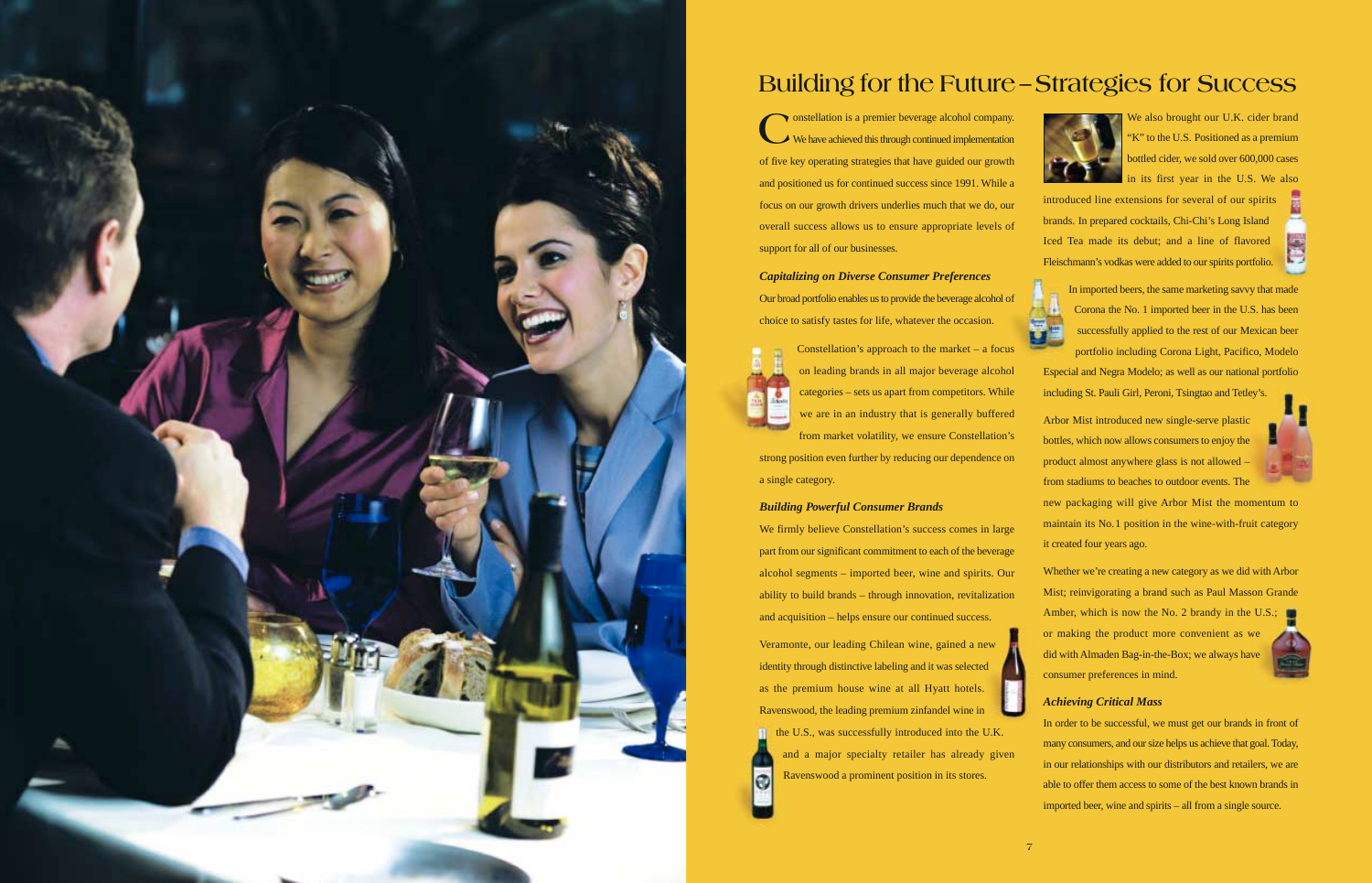# Building for the Future – Strategies for Success

Constellation is a premier beverage alcohol company. We have achieved this through continued implementation of five key operating strategies that have guided our growth and positioned us for continued success since 1991. While a focus on our growth drivers underlies much that we do, our overall success allows us to ensure appropriate levels of support for all of our businesses.

### *Capitalizing on Diverse Consumer Preferences*

Our broad portfolio enables us to provide the beverage alcohol of choice to satisfy tastes for life, whatever the occasion.

Constellation's approach to the market – a focus on leading brands in all major beverage alcohol categories – sets us apart from competitors. While we are in an industry that is generally buffered from market volatility, we ensure Constellation's strong position even further by reducing our dependence on a single category.

### *Building Powerful Consumer Brands*

We firmly believe Constellation's success comes in large part from our significant commitment to each of the beverage alcohol segments – imported beer, wine and spirits. Our ability to build brands – through innovation, revitalization and acquisition – helps ensure our continued success.

Veramonte, our leading Chilean wine, gained a new identity through distinctive labeling and it was selected as the premium house wine at all Hyatt hotels. Ravenswood, the leading premium zinfandel wine in the U.S., was successfully introduced into the U.K. and a major specialty retailer has already given Ravenswood a prominent position in its stores.

We also brought our U.K. cider brand "K" to the U.S. Positioned as a premium bottled cider, we sold over 600,000 cases in its first year in the U.S. We also introduced line extensions for several of our spirits brands. In prepared cocktails, Chi-Chi's Long Island Iced Tea made its debut; and a line of flavored Fleischmann's vodkas were added to our spirits portfolio.

In imported beers, the same marketing savvy that made Corona the No. 1 imported beer in the U.S. has been successfully applied to the rest of our Mexican beer portfolio including Corona Light, Pacifico, Modelo Especial and Negra Modelo; as well as our national portfolio including St. Pauli Girl, Peroni, Tsingtao and Tetley's.

Arbor Mist introduced new single-serve plastic bottles, which now allows consumers to enjoy the product almost anywhere glass is not allowed – from stadiums to beaches to outdoor events. The new packaging will give Arbor Mist the momentum to maintain its No. 1 position in the wine-with-fruit category it created four years ago.

Whether we're creating a new category as we did with Arbor Mist; reinvigorating a brand such as Paul Masson Grande Amber, which is now the No. 2 brandy in the U.S.; or making the product more convenient as we did with Almaden Bag-in-the-Box; we always have consumer preferences in mind.

### *Achieving Critical Mass*

In order to be successful, we must get our brands in front of many consumers, and our size helps us achieve that goal. Today, in our relationships with our distributors and retailers, we are able to offer them access to some of the best known brands in imported beer, wine and spirits – all from a single source.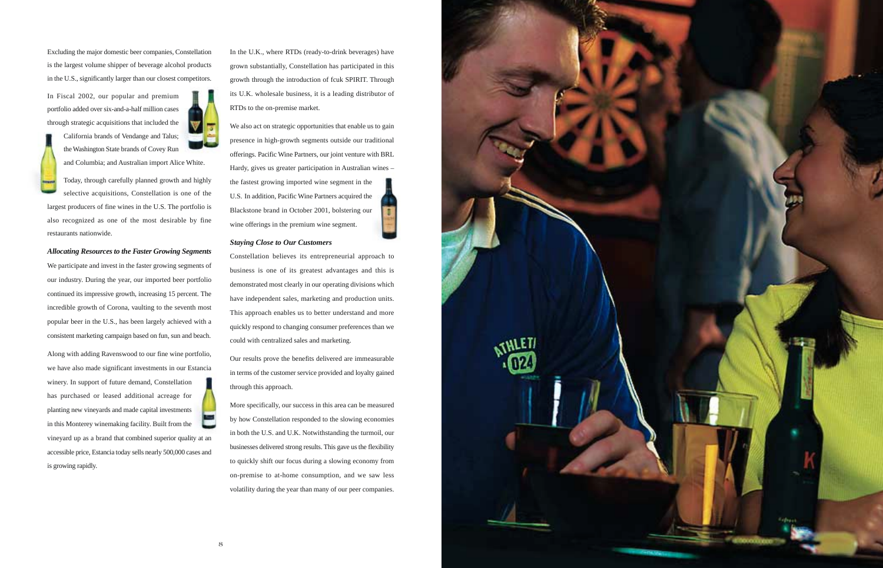Excluding the major domestic beer companies, Constellation is the largest volume shipper of beverage alcohol products in the U.S., significantly larger than our closest competitors.

In Fiscal 2002, our popular and premium portfolio added over six-and-a-half million cases through strategic acquisitions that included the California brands of Vendange and Talus; the Washington State brands of Covey Run and Columbia; and Australian import Alice White.

Today, through carefully planned growth and highly selective acquisitions, Constellation is one of the largest producers of fine wines in the U.S. The portfolio is also recognized as one of the most desirable by fine restaurants nationwide.

### *Allocating Resources to the Faster Growing Segments*

We participate and invest in the faster growing segments of our industry. During the year, our imported beer portfolio continued its impressive growth, increasing 15 percent. The incredible growth of Corona, vaulting to the seventh most popular beer in the U.S., has been largely achieved with a consistent marketing campaign based on fun, sun and beach.

Along with adding Ravenswood to our fine wine portfolio, we have also made significant investments in our Estancia winery. In support of future demand, Constellation has purchased or leased additional acreage for planting new vineyards and made capital investments in this Monterey winemaking facility. Built from the vineyard up as a brand that combined superior quality at an accessible price, Estancia today sells nearly 500,000 cases and is growing rapidly.

In the U.K., where RTDs (ready-to-drink beverages) have grown substantially, Constellation has participated in this growth through the introduction of fcuk SPIRIT. Through its U.K. wholesale business, it is a leading distributor of RTDs to the on-premise market.

We also act on strategic opportunities that enable us to gain presence in high-growth segments outside our traditional offerings. Pacific Wine Partners, our joint venture with BRL Hardy, gives us greater participation in Australian wines – the fastest growing imported wine segment in the U.S. In addition, Pacific Wine Partners acquired the Blackstone brand in October 2001, bolstering our wine offerings in the premium wine segment.

### *Staying Close to Our Customers*

Constellation believes its entrepreneurial approach to business is one of its greatest advantages and this is demonstrated most clearly in our operating divisions which have independent sales, marketing and production units. This approach enables us to better understand and more quickly respond to changing consumer preferences than we could with centralized sales and marketing.

Our results prove the benefits delivered are immeasurable in terms of the customer service provided and loyalty gained through this approach.

More specifically, our success in this area can be measured by how Constellation responded to the slowing economies in both the U.S. and U.K. Notwithstanding the turmoil, our businesses delivered strong results. This gave us the flexibility to quickly shift our focus during a slowing economy from on-premise to at-home consumption, and we saw less volatility during the year than many of our peer companies.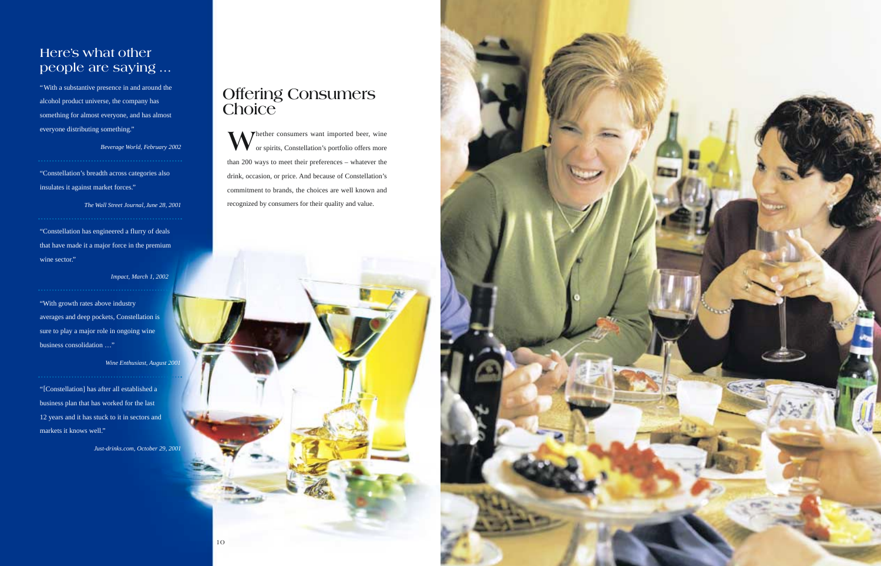## Here's what other people are saying …

"With a substantive presence in and around the alcohol product universe, the company has something for almost everyone, and has almost everyone distributing something."

*Beverage World, February 2002*

"Constellation's breadth across categories also insulates it against market forces."

*The Wall Street Journal, June 28, 2001*

"Constellation has engineered a flurry of deals that have made it a major force in the premium wine sector."

*Impact, March 1, 2002*

"With growth rates above industry averages and deep pockets, Constellation is sure to play a major role in ongoing wine business consolidation …"

*Wine Enthusiast, August 2001*

"[Constellation] has after all established a business plan that has worked for the last 12 years and it has stuck to it in sectors and markets it knows well."

*Just-drinks.com, October 29, 2001*

# Offering Consumers Choice

Whether consumers want imported beer, wine or spirits, Constellation's portfolio offers more than 200 ways to meet their preferences – whatever the drink, occasion, or price. And because of Constellation's commitment to brands, the choices are well known and recognized by consumers for their quality and value.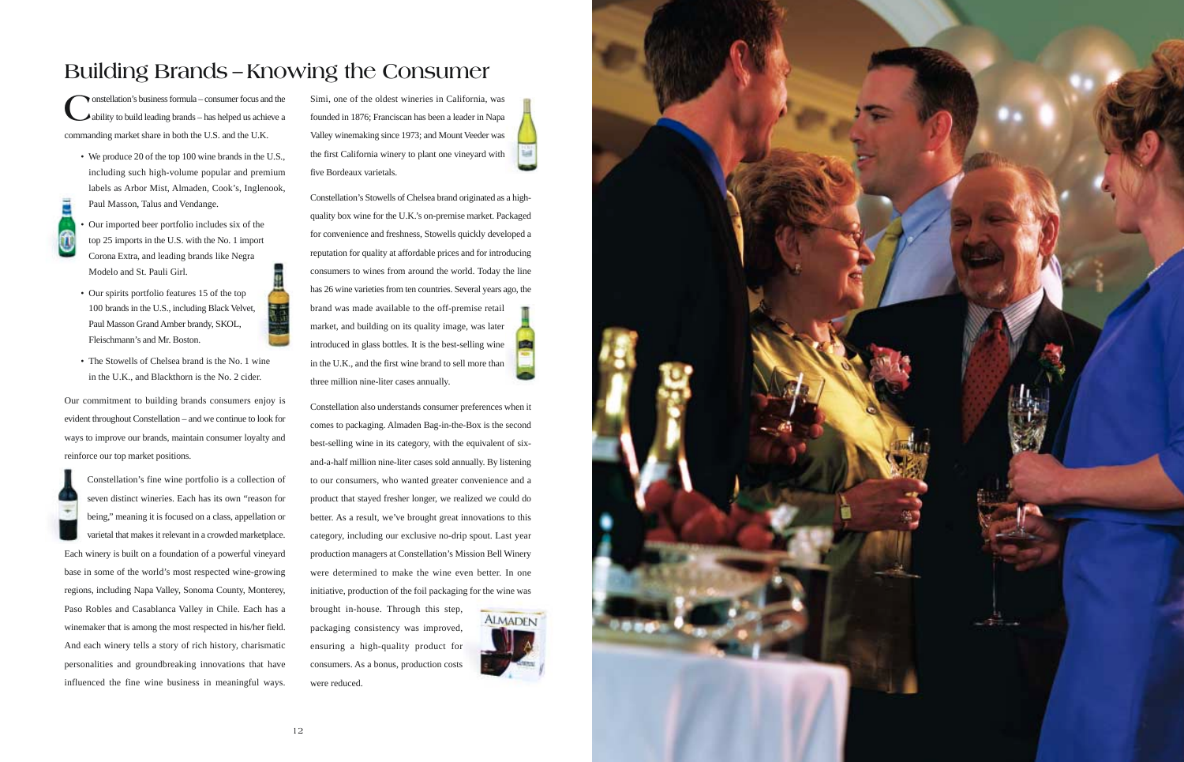# Building Brands – Knowing the Consumer

Constellation's business formula – consumer focus and the ability to build leading brands – has helped us achieve a commanding market share in both the U.S. and the U.K.

- We produce 20 of the top 100 wine brands in the U.S., including such high-volume popular and premium labels as Arbor Mist, Almaden, Cook's, Inglenook, Paul Masson, Talus and Vendange.
- Our imported beer portfolio includes six of the top 25 imports in the U.S. with the No. 1 import Corona Extra, and leading brands like Negra Modelo and St. Pauli Girl.
- Our spirits portfolio features 15 of the top 100 brands in the U.S., including Black Velvet, Paul Masson Grand Amber brandy, SKOL, Fleischmann's and Mr. Boston.
- The Stowells of Chelsea brand is the No. 1 wine in the U.K., and Blackthorn is the No. 2 cider.

Our commitment to building brands consumers enjoy is evident throughout Constellation – and we continue to look for ways to improve our brands, maintain consumer loyalty and reinforce our top market positions.

Constellation's fine wine portfolio is a collection of seven distinct wineries. Each has its own "reason for being," meaning it is focused on a class, appellation or varietal that makes it relevant in a crowded marketplace. Each winery is built on a foundation of a powerful vineyard base in some of the world's most respected wine-growing regions, including Napa Valley, Sonoma County, Monterey, Paso Robles and Casablanca Valley in Chile. Each has a winemaker that is among the most respected in his/her field. And each winery tells a story of rich history, charismatic personalities and groundbreaking innovations that have influenced the fine wine business in meaningful ways. Simi, one of the oldest wineries in California, was founded in 1876; Franciscan has been a leader in Napa Valley winemaking since 1973; and Mount Veeder was the first California winery to plant one vineyard with five Bordeaux varietals.

Constellation's Stowells of Chelsea brand originated as a high-quality box wine for the U.K.'s on-premise market. Packaged for convenience and freshness, Stowells quickly developed a reputation for quality at affordable prices and for introducing consumers to wines from around the world. Today the line has 26 wine varieties from ten countries. Several years ago, the brand was made available to the off-premise retail market, and building on its quality image, was later introduced in glass bottles. It is the best-selling wine in the U.K., and the first wine brand to sell more than three million nine-liter cases annually.

Constellation also understands consumer preferences when it comes to packaging. Almaden Bag-in-the-Box is the second best-selling wine in its category, with the equivalent of six-and-a-half million nine-liter cases sold annually. By listening to our consumers, who wanted greater convenience and a product that stayed fresher longer, we realized we could do better. As a result, we've brought great innovations to this category, including our exclusive no-drip spout. Last year production managers at Constellation's Mission Bell Winery were determined to make the wine even better. In one initiative, production of the foil packaging for the wine was brought in-house. Through this step, packaging consistency was improved, ensuring a high-quality product for consumers. As a bonus, production costs were reduced.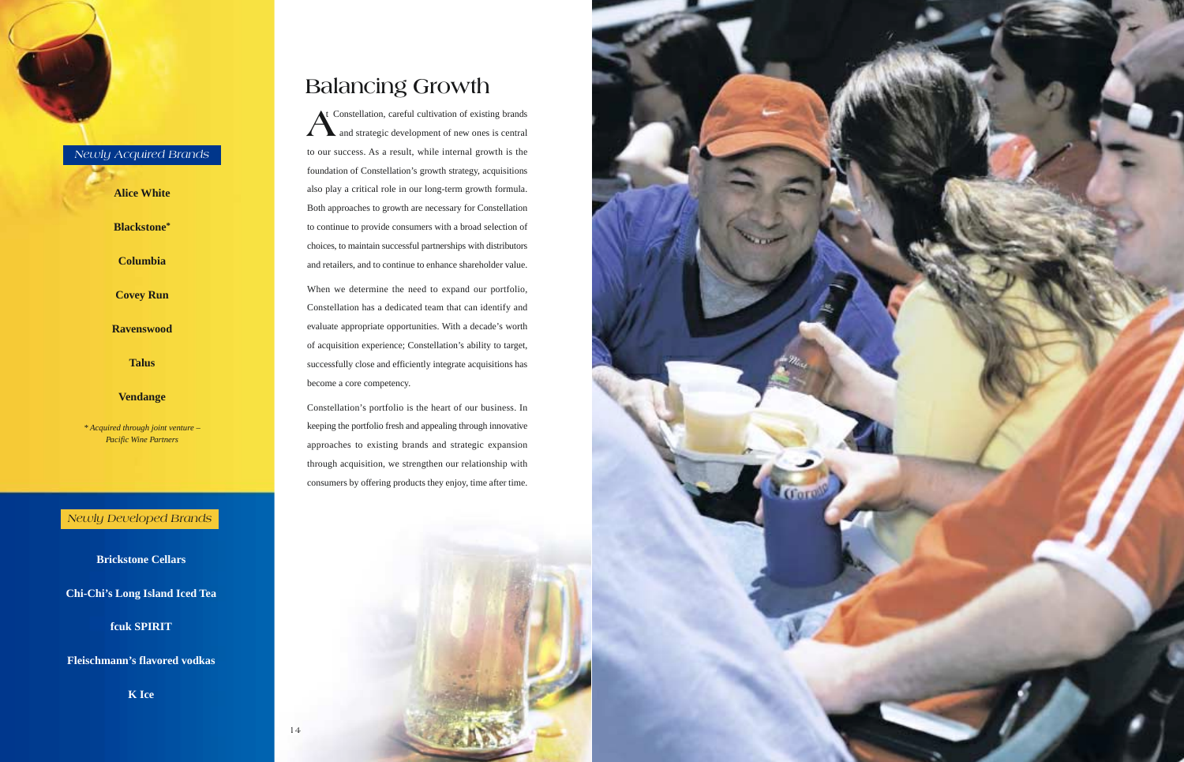## Newly Acquired Brands

**Alice White**

**Blackstone***

**Columbia**

**Covey Run**

**Ravenswood**

**Talus**

**Vendange**

*\* Acquired through joint venture – Pacific Wine Partners*

## Newly Developed Brands

**Brickstone Cellars**

**Chi-Chi's Long Island Iced Tea**

**fcuk SPIRIT**

**Fleischmann's flavored vodkas**

**K Ice**

# Balancing Growth

At Constellation, careful cultivation of existing brands and strategic development of new ones is central to our success. As a result, while internal growth is the foundation of Constellation's growth strategy, acquisitions also play a critical role in our long-term growth formula. Both approaches to growth are necessary for Constellation to continue to provide consumers with a broad selection of choices, to maintain successful partnerships with distributors and retailers, and to continue to enhance shareholder value.

When we determine the need to expand our portfolio, Constellation has a dedicated team that can identify and evaluate appropriate opportunities. With a decade's worth of acquisition experience; Constellation's ability to target, successfully close and efficiently integrate acquisitions has become a core competency.

Constellation's portfolio is the heart of our business. In keeping the portfolio fresh and appealing through innovative approaches to existing brands and strategic expansion through acquisition, we strengthen our relationship with consumers by offering products they enjoy, time after time.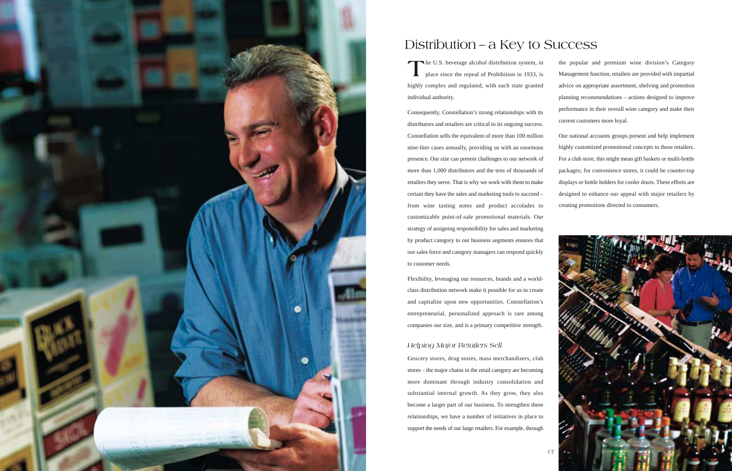# Distribution – a Key to Success

The U.S. beverage alcohol distribution system, in place since the repeal of Prohibition in 1933, is highly complex and regulated, with each state granted individual authority.

Consequently, Constellation's strong relationships with its distributors and retailers are critical to its ongoing success. Constellation sells the equivalent of more than 100 million nine-liter cases annually, providing us with an enormous presence. Our size can present challenges to our network of more than 1,000 distributors and the tens of thousands of retailers they serve. That is why we work with them to make certain they have the sales and marketing tools to succeed – from wine tasting notes and product accolades to customizable point-of-sale promotional materials. Our strategy of assigning responsibility for sales and marketing by product category to our business segments ensures that our sales force and category managers can respond quickly to customer needs.

Flexibility, leveraging our resources, brands and a world-class distribution network make it possible for us to create and capitalize upon new opportunities. Constellation's entrepreneurial, personalized approach is rare among companies our size, and is a primary competitive strength.

## *Helping Major Retailers Sell*

Grocery stores, drug stores, mass merchandisers, club stores – the major chains in the retail category are becoming more dominant through industry consolidation and substantial internal growth. As they grow, they also become a larger part of our business. To strengthen these relationships, we have a number of initiatives in place to support the needs of our large retailers. For example, through the popular and premium wine division's Category Management function, retailers are provided with impartial advice on appropriate assortment, shelving and promotion planning recommendations – actions designed to improve performance in their overall wine category and make their current customers more loyal.

Our national accounts groups present and help implement highly customized promotional concepts to these retailers. For a club store, this might mean gift baskets or multi-bottle packages; for convenience stores, it could be counter-top displays or bottle holders for cooler doors. These efforts are designed to enhance our appeal with major retailers by creating promotions directed to consumers.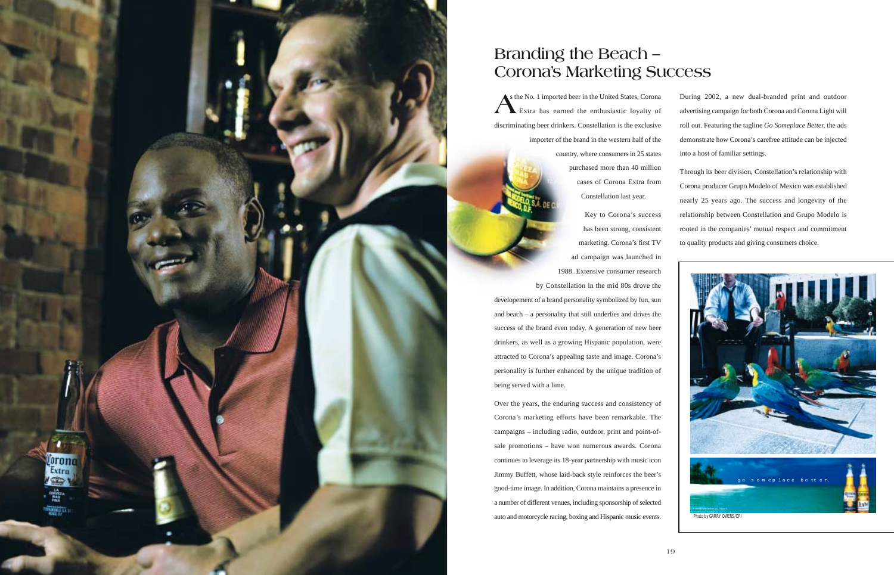# Branding the Beach – Corona's Marketing Success

As the No. 1 imported beer in the United States, Corona Extra has earned the enthusiastic loyalty of discriminating beer drinkers. Constellation is the exclusive importer of the brand in the western half of the country, where consumers in 25 states purchased more than 40 million cases of Corona Extra from Constellation last year.

Key to Corona's success has been strong, consistent marketing. Corona's first TV ad campaign was launched in 1988. Extensive consumer research by Constellation in the mid 80s drove the developement of a brand personality symbolized by fun, sun and beach – a personality that still underlies and drives the success of the brand even today. A generation of new beer drinkers, as well as a growing Hispanic population, were attracted to Corona's appealing taste and image. Corona's personality is further enhanced by the unique tradition of being served with a lime.

Over the years, the enduring success and consistency of Corona's marketing efforts have been remarkable. The campaigns – including radio, outdoor, print and point-of-sale promotions – have won numerous awards. Corona continues to leverage its 18-year partnership with music icon Jimmy Buffett, whose laid-back style reinforces the beer's good-time image. In addition, Corona maintains a presence in a number of different venues, including sponsorship of selected auto and motorcycle racing, boxing and Hispanic music events.

During 2002, a new dual-branded print and outdoor advertising campaign for both Corona and Corona Light will roll out. Featuring the tagline *Go Someplace Better*, the ads demonstrate how Corona's carefree attitude can be injected into a host of familiar settings.

Through its beer division, Constellation's relationship with Corona producer Grupo Modelo of Mexico was established nearly 25 years ago. The success and longevity of the relationship between Constellation and Grupo Modelo is rooted in the companies' mutual respect and commitment to quality products and giving consumers choice.

Photo by GARRY OWENS/CPI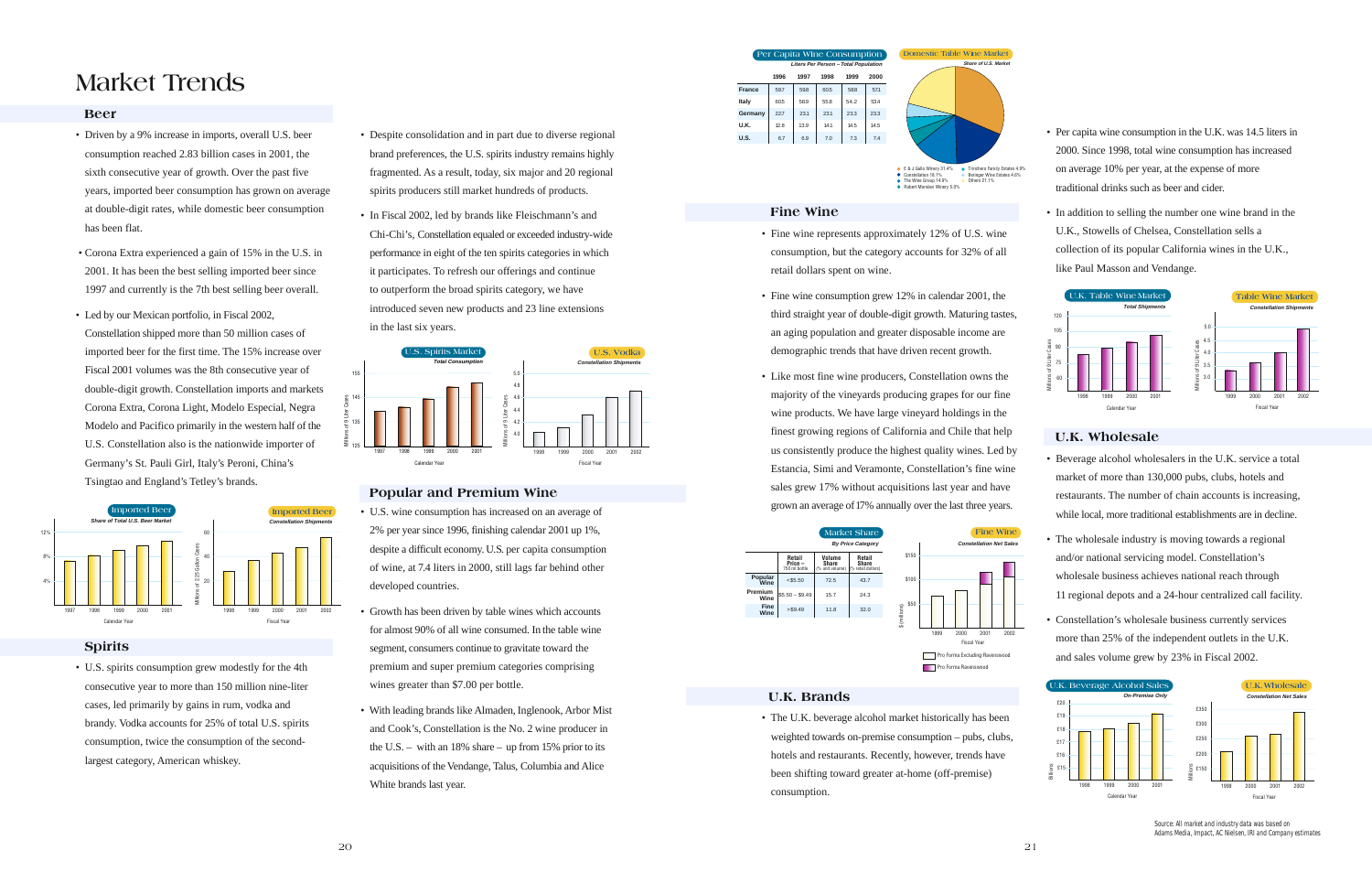# Market Trends

## Beer

- Driven by a 9% increase in imports, overall U.S. beer consumption reached 2.83 billion cases in 2001, the sixth consecutive year of growth. Over the past five years, imported beer consumption has grown on average at double-digit rates, while domestic beer consumption has been flat.
- Corona Extra experienced a gain of 15% in the U.S. in 2001. It has been the best selling imported beer since 1997 and currently is the 7th best selling beer overall.
- Led by our Mexican portfolio, in Fiscal 2002, Constellation shipped more than 50 million cases of imported beer for the first time. The 15% increase over Fiscal 2001 volumes was the 8th consecutive year of double-digit growth. Constellation imports and markets Corona Extra, Corona Light, Modelo Especial, Negra Modelo and Pacifico primarily in the western half of the U.S. Constellation also is the nationwide importer of Germany's St. Pauli Girl, Italy's Peroni, China's Tsingtao and England's Tetley's brands.

Imported Beer — *Share of Total U.S. Beer Market* (Calendar Year 1997–2001)

Imported Beer — *Constellation Shipments* (Millions of 2.25 Gallon Cases, Fiscal Year 1998–2002)

## Spirits

- U.S. spirits consumption grew modestly for the 4th consecutive year to more than 150 million nine-liter cases, led primarily by gains in rum, vodka and brandy. Vodka accounts for 25% of total U.S. spirits consumption, twice the consumption of the second-largest category, American whiskey.
- Despite consolidation and in part due to diverse regional brand preferences, the U.S. spirits industry remains highly fragmented. As a result, today, six major and 20 regional spirits producers still market hundreds of products.
- In Fiscal 2002, led by brands like Fleischmann's and Chi-Chi's, Constellation equaled or exceeded industry-wide performance in eight of the ten spirits categories in which it participates. To refresh our offerings and continue to outperform the broad spirits category, we have introduced seven new products and 23 line extensions in the last six years.

U.S. Spirits Market — *Total Consumption* (Millions of 9 Liter Cases, Calendar Year 1997–2001)

U.S. Vodka — *Constellation Shipments* (Millions of 9 Liter Cases, Fiscal Year 1998–2002)

## Popular and Premium Wine

- U.S. wine consumption has increased on an average of 2% per year since 1996, finishing calendar 2001 up 1%, despite a difficult economy. U.S. per capita consumption of wine, at 7.4 liters in 2000, still lags far behind other developed countries.
- Growth has been driven by table wines which accounts for almost 90% of all wine consumed. In the table wine segment, consumers continue to gravitate toward the premium and super premium categories comprising wines greater than $7.00 per bottle.
- With leading brands like Almaden, Inglenook, Arbor Mist and Cook's, Constellation is the No. 2 wine producer in the U.S. – with an 18% share – up from 15% prior to its acquisitions of the Vendange, Talus, Columbia and Alice White brands last year.

**Per Capita Wine Consumption** — *Liters Per Person – Total Population*

| | 1996 | 1997 | 1998 | 1999 | 2000 |
|---|---|---|---|---|---|
| France | 59.7 | 59.8 | 60.5 | 58.8 | 57.1 |
| Italy | 60.5 | 58.9 | 55.8 | 54.2 | 53.4 |
| Germany | 22.7 | 23.1 | 23.1 | 23.3 | 23.3 |
| U.K. | 12.8 | 13.9 | 14.1 | 14.5 | 14.5 |
| U.S. | 6.7 | 6.9 | 7.0 | 7.3 | 7.4 |

Domestic Table Wine Market — *Share of U.S. Market*

- E & J Gallo Winery 31.4%
- Constellation 16.1%
- The Wine Group 14.9%
- Robert Mondavi Winery 5.0%
- Trinchero Family Estates 4.9%
- Beringer Wine Estates 4.6%
- Others 21.1%

## Fine Wine

- Fine wine represents approximately 12% of U.S. wine consumption, but the category accounts for 32% of all retail dollars spent on wine.
- Fine wine consumption grew 12% in calendar 2001, the third straight year of double-digit growth. Maturing tastes, an aging population and greater disposable income are demographic trends that have driven recent growth.
- Like most fine wine producers, Constellation owns the majority of the vineyards producing grapes for our fine wine products. We have large vineyard holdings in the finest growing regions of California and Chile that help us consistently produce the highest quality wines. Led by Estancia, Simi and Veramonte, Constellation's fine wine sales grew 17% without acquisitions last year and have grown an average of 17% annually over the last three years.

**Market Share** — *By Price Category*

| | Retail Price – (750 ml bottle) | Volume Share (% unit volume) | Retail Share (% retail dollars) |
|---|---|---|---|
| Popular Wine | <$5.50 | 72.5 | 43.7 |
| Premium Wine | $5.50 – $9.49 | 15.7 | 24.3 |
| Fine Wine | >$9.49 | 11.8 | 32.0 |

Fine Wine — *Constellation Net Sales* ($ (millions), Fiscal Year 1999–2002; Pro Forma Excluding Ravenswood / Pro Forma Ravenswood)

## U.K. Brands

- The U.K. beverage alcohol market historically has been weighted towards on-premise consumption – pubs, clubs, hotels and restaurants. Recently, however, trends have been shifting toward greater at-home (off-premise) consumption.
- Per capita wine consumption in the U.K. was 14.5 liters in 2000. Since 1998, total wine consumption has increased on average 10% per year, at the expense of more traditional drinks such as beer and cider.
- In addition to selling the number one wine brand in the U.K., Stowells of Chelsea, Constellation sells a collection of its popular California wines in the U.K., like Paul Masson and Vendange.

U.K. Table Wine Market — *Total Shipments* (Millions of 9 Liter Cases, Calendar Year 1998–2001)

Table Wine Market — *Constellation Shipments* (Millions of 9 Liter Cases, Fiscal Year 1999–2002)

## U.K. Wholesale

- Beverage alcohol wholesalers in the U.K. service a total market of more than 130,000 pubs, clubs, hotels and restaurants. The number of chain accounts is increasing, while local, more traditional establishments are in decline.
- The wholesale industry is moving towards a regional and/or national servicing model. Constellation's wholesale business achieves national reach through 11 regional depots and a 24-hour centralized call facility.
- Constellation's wholesale business currently services more than 25% of the independent outlets in the U.K. and sales volume grew by 23% in Fiscal 2002.

U.K. Beverage Alcohol Sales — *On-Premise Only* (Billions, Calendar Year 1998–2001)

U.K. Wholesale — *Constellation Net Sales* (Millions, Fiscal Year 1999–2002)

Source: All market and industry data was based on Adams Media, Impact, AC Nielsen, IRI and Company estimates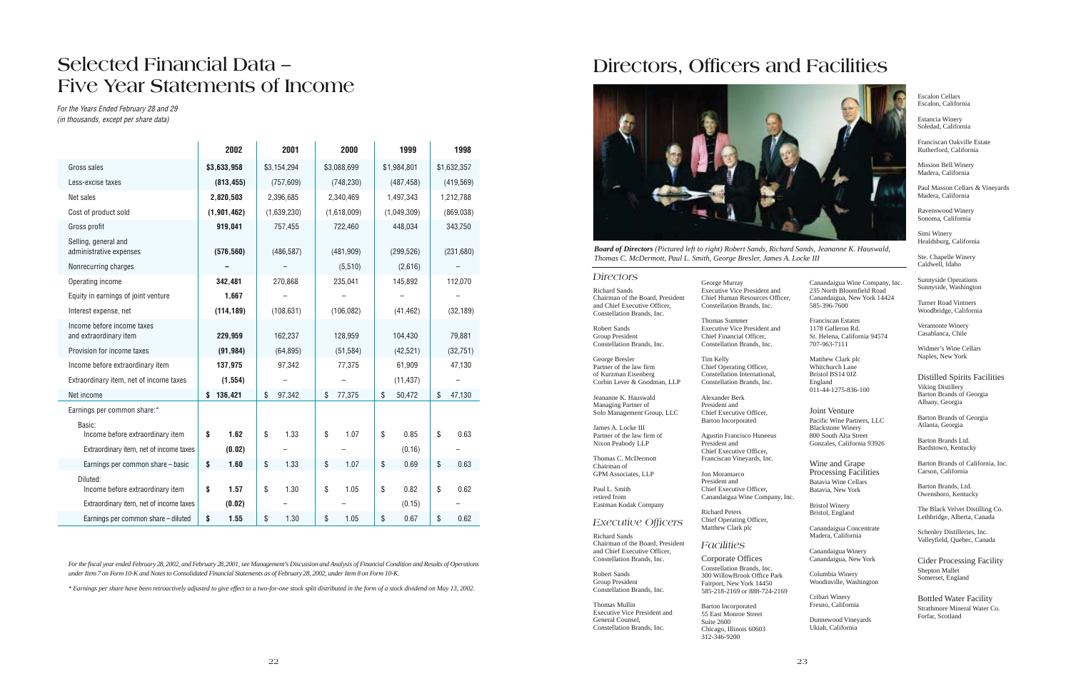# Selected Financial Data – Five Year Statements of Income

*For the Years Ended February 28 and 29*
*(in thousands, except per share data)*

| | 2002 | 2001 | 2000 | 1999 | 1998 |
|---|---|---|---|---|---|
| Gross sales | **$3,633,958** | $3,154,294 | $3,088,699 | $1,984,801 | $1,632,357 |
| Less-excise taxes | **(813,455)** | (757,609) | (748,230) | (487,458) | (419,569) |
| Net sales | **2,820,503** | 2,396,685 | 2,340,469 | 1,497,343 | 1,212,788 |
| Cost of product sold | **(1,901,462)** | (1,639,230) | (1,618,009) | (1,049,309) | (869,038) |
| Gross profit | **919,041** | 757,455 | 722,460 | 448,034 | 343,750 |
| Selling, general and administrative expenses | **(576,560)** | (486,587) | (481,909) | (299,526) | (231,680) |
| Nonrecurring charges | **–** | – | (5,510) | (2,616) | – |
| Operating income | **342,481** | 270,868 | 235,041 | 145,892 | 112,070 |
| Equity in earnings of joint venture | **1,667** | – | – | – | – |
| Interest expense, net | **(114,189)** | (108,631) | (106,082) | (41,462) | (32,189) |
| Income before income taxes and extraordinary item | **229,959** | 162,237 | 128,959 | 104,430 | 79,881 |
| Provision for income taxes | **(91,984)** | (64,895) | (51,584) | (42,521) | (32,751) |
| Income before extraordinary item | **137,975** | 97,342 | 77,375 | 61,909 | 47,130 |
| Extraordinary item, net of income taxes | **(1,554)** | – | – | (11,437) | – |
| Net income | **$ 136,421** | $ 97,342 | $ 77,375 | $ 50,472 | $ 47,130 |
| Earnings per common share:* | | | | | |
| Basic: | | | | | |
| Income before extraordinary item | **$ 1.62** | $ 1.33 | $ 1.07 | $ 0.85 | $ 0.63 |
| Extraordinary item, net of income taxes | **(0.02)** | – | – | (0.16) | – |
| Earnings per common share – basic | **$ 1.60** | $ 1.33 | $ 1.07 | $ 0.69 | $ 0.63 |
| Diluted: | | | | | |
| Income before extraordinary item | **$ 1.57** | $ 1.30 | $ 1.05 | $ 0.82 | $ 0.62 |
| Extraordinary item, net of income taxes | **(0.02)** | – | – | (0.15) | – |
| Earnings per common share – diluted | **$ 1.55** | $ 1.30 | $ 1.05 | $ 0.67 | $ 0.62 |

*For the fiscal year ended February 28, 2002, and February 28, 2001, see Management's Discussion and Analysis of Financial Condition and Results of Operations under Item 7 on Form 10-K and Notes to Consolidated Financial Statements as of February 28, 2002, under Item 8 on Form 10-K.*

*\* Earnings per share have been retroactively adjusted to give effect to a two-for-one stock split distributed in the form of a stock dividend on May 13, 2002.*

# Directors, Officers and Facilities

***Board of Directors*** *(Pictured left to right) Robert Sands, Richard Sands, Jeananne K. Hauswald, Thomas C. McDermott, Paul L. Smith, George Bresler, James A. Locke III*

## Directors

Richard Sands
Chairman of the Board, President and Chief Executive Officer, Constellation Brands, Inc.

Robert Sands
Group President
Constellation Brands, Inc.

George Bresler
Partner of the law firm of Kurzman Eisenberg Corbin Lever & Goodman, LLP

Jeananne K. Hauswald
Managing Partner of Solo Management Group, LLC

James A. Locke III
Partner of the law firm of Nixon Peabody LLP

Thomas C. McDermott
Chairman of GPM Associates, LLP

Paul L. Smith
retired from Eastman Kodak Company

## Executive Officers

Richard Sands
Chairman of the Board, President and Chief Executive Officer, Constellation Brands, Inc.

Robert Sands
Group President
Constellation Brands, Inc.

Thomas Mullin
Executive Vice President and General Counsel, Constellation Brands, Inc.

George Murray
Executive Vice President and Chief Human Resources Officer, Constellation Brands, Inc.

Thomas Summer
Executive Vice President and Chief Financial Officer, Constellation Brands, Inc.

Tim Kelly
Chief Operating Officer, Constellation International, Constellation Brands, Inc.

Alexander Berk
President and Chief Executive Officer, Barton Incorporated

Agustin Francisco Huneeus
President and Chief Executive Officer, Franciscan Vineyards, Inc.

Jon Moramarco
President and Chief Executive Officer, Canandaigua Wine Company, Inc.

Richard Peters
Chief Operating Officer, Matthew Clark plc

## Facilities

### Corporate Offices

Constellation Brands, Inc.
300 WillowBrook Office Park
Fairport, New York 14450
585-218-2169 or 888-724-2169

Barton Incorporated
55 East Monroe Street
Suite 2600
Chicago, Illinois 60603
312-346-9200

Canandaigua Wine Company, Inc.
235 North Bloomfield Road
Canandaigua, New York 14424
585-396-7600

Franciscan Estates
1178 Galleron Rd.
St. Helena, California 94574
707-963-7111

Matthew Clark plc
Whitchurch Lane
Bristol BS14 0JZ
England
011-44-1275-836-100

### Joint Venture

Pacific Wine Partners, LLC
Blackstone Winery
800 South Alta Street
Gonzales, California 93926

### Wine and Grape Processing Facilities

Batavia Wine Cellars
Batavia, New York

Bristol Winery
Bristol, England

Canandaigua Concentrate
Madera, California

Canandaigua Winery
Canandaigua, New York

Columbia Winery
Woodinville, Washington

Cribari Winery
Fresno, California

Dunnewood Vineyards
Ukiah, California

Escalon Cellars
Escalon, California

Estancia Winery
Soledad, California

Franciscan Oakville Estate
Rutherford, California

Mission Bell Winery
Madera, California

Paul Masson Cellars & Vineyards
Madera, California

Ravenswood Winery
Sonoma, California

Simi Winery
Healdsburg, California

Ste. Chapelle Winery
Caldwell, Idaho

Sunnyside Operations
Sunnyside, Washington

Turner Road Vintners
Woodbridge, California

Veramonte Winery
Casablanca, Chile

Widmer's Wine Cellars
Naples, New York

### Distilled Spirits Facilities

Viking Distillery
Barton Brands of Georgia
Albany, Georgia

Barton Brands of Georgia
Atlanta, Georgia

Barton Brands Ltd.
Bardstown, Kentucky

Barton Brands of California, Inc.
Carson, California

Barton Brands, Ltd.
Owensboro, Kentucky

The Black Velvet Distilling Co.
Lethbridge, Alberta, Canada

Schenley Distilleries, Inc.
Valleyfield, Quebec, Canada

### Cider Processing Facility

Shepton Mallet
Somerset, England

### Bottled Water Facility

Strathmore Mineral Water Co.
Forfar, Scotland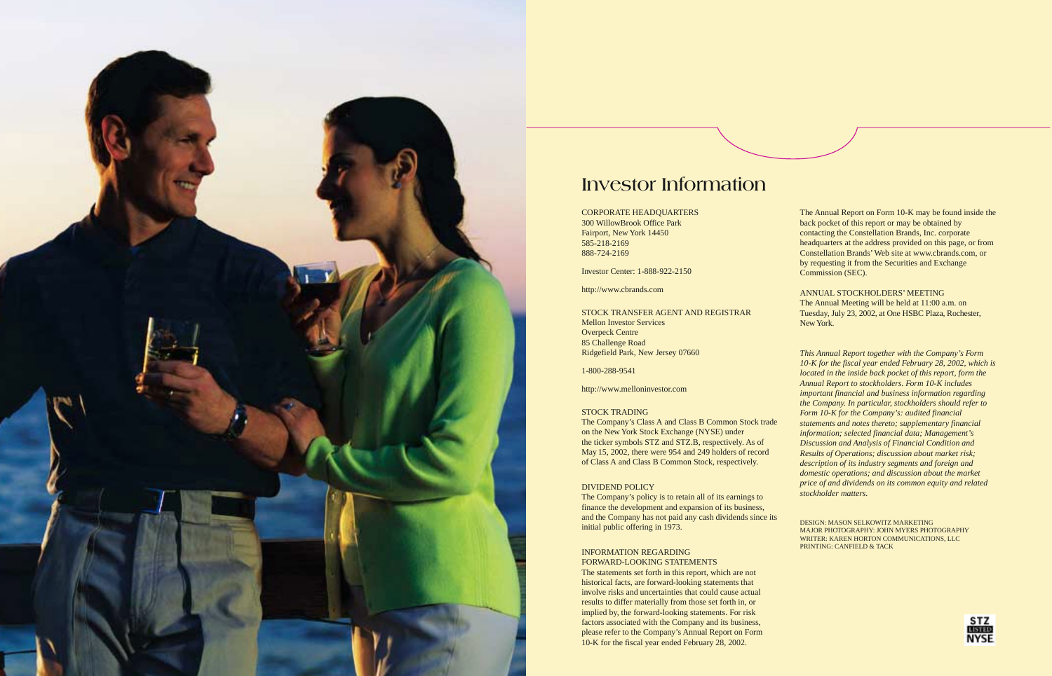# Investor Information

CORPORATE HEADQUARTERS
300 WillowBrook Office Park
Fairport, New York 14450
585-218-2169
888-724-2169

Investor Center: 1-888-922-2150

http://www.cbrands.com

STOCK TRANSFER AGENT AND REGISTRAR
Mellon Investor Services
Overpeck Centre
85 Challenge Road
Ridgefield Park, New Jersey 07660

1-800-288-9541

http://www.melloninvestor.com

STOCK TRADING
The Company's Class A and Class B Common Stock trade on the New York Stock Exchange (NYSE) under the ticker symbols STZ and STZ.B, respectively. As of May 15, 2002, there were 954 and 249 holders of record of Class A and Class B Common Stock, respectively.

DIVIDEND POLICY
The Company's policy is to retain all of its earnings to finance the development and expansion of its business, and the Company has not paid any cash dividends since its initial public offering in 1973.

INFORMATION REGARDING
FORWARD-LOOKING STATEMENTS
The statements set forth in this report, which are not historical facts, are forward-looking statements that involve risks and uncertainties that could cause actual results to differ materially from those set forth in, or implied by, the forward-looking statements. For risk factors associated with the Company and its business, please refer to the Company's Annual Report on Form 10-K for the fiscal year ended February 28, 2002.

The Annual Report on Form 10-K may be found inside the back pocket of this report or may be obtained by contacting the Constellation Brands, Inc. corporate headquarters at the address provided on this page, or from Constellation Brands' Web site at www.cbrands.com, or by requesting it from the Securities and Exchange Commission (SEC).

ANNUAL STOCKHOLDERS' MEETING
The Annual Meeting will be held at 11:00 a.m. on Tuesday, July 23, 2002, at One HSBC Plaza, Rochester, New York.

*This Annual Report together with the Company's Form 10-K for the fiscal year ended February 28, 2002, which is located in the inside back pocket of this report, form the Annual Report to stockholders. Form 10-K includes important financial and business information regarding the Company. In particular, stockholders should refer to Form 10-K for the Company's: audited financial statements and notes thereto; supplementary financial information; selected financial data; Management's Discussion and Analysis of Financial Condition and Results of Operations; discussion about market risk; description of its industry segments and foreign and domestic operations; and discussion about the market price of and dividends on its common equity and related stockholder matters.*

DESIGN: MASON SELKOWITZ MARKETING
MAJOR PHOTOGRAPHY: JOHN MYERS PHOTOGRAPHY
WRITER: KAREN HORTON COMMUNICATIONS, LLC
PRINTING: CANFIELD & TACK

STZ
LISTED
NYSE